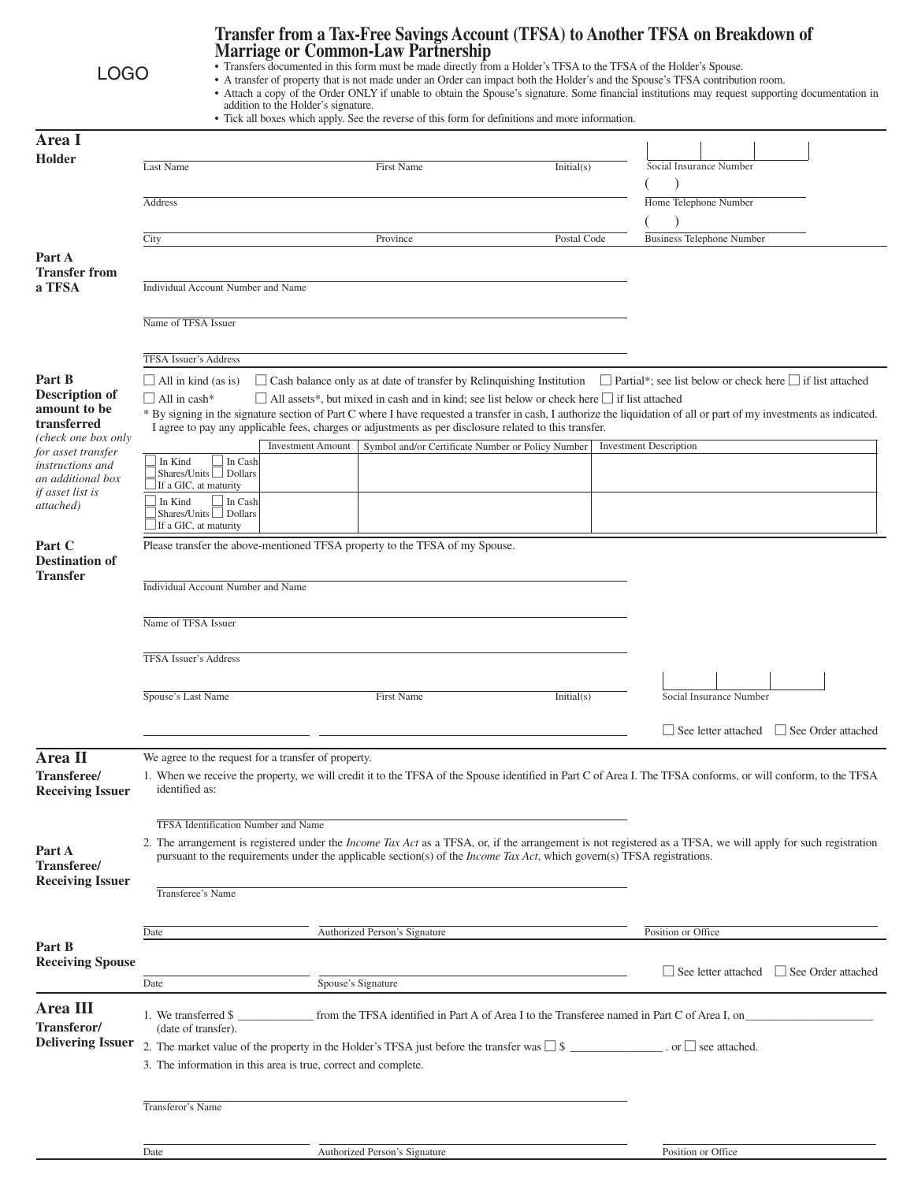LOGO

# Transfer from a Tax-Free Savings Account (TFSA) to Another TFSA on Breakdown of Marriage or Common-Law Partnership

- Transfers documented in this form must be made directly from a Holder's TFSA to the TFSA of the Holder's Spouse.
- A transfer of property that is not made under an Order can impact both the Holder's and the Spouse's TFSA contribution room.
- Attach a copy of the Order ONLY if unable to obtain the Spouse's signature. Some financial institutions may request supporting documentation in addition to the Holder's signature.
- Tick all boxes which apply. See the reverse of this form for definitions and more information.

## Area I

### Holder

Last Name ______ First Name ______ Initial(s) ______ Social Insurance Number ______

Address ______ Home Telephone Number ( )

City ______ Province ______ Postal Code ______ Business Telephone Number ( )

### Part A Transfer from a TFSA

Individual Account Number and Name ______

Name of TFSA Issuer ______

TFSA Issuer's Address ______

### Part B Description of amount to be transferred

*(check one box only for asset transfer instructions and an additional box if asset list is attached)*

☐ All in kind (as is) ☐ Cash balance only as at date of transfer by Relinquishing Institution ☐ Partial*; see list below or check here ☐ if list attached

☐ All in cash* ☐ All assets*, but mixed in cash and in kind; see list below or check here ☐ if list attached

* By signing in the signature section of Part C where I have requested a transfer in cash, I authorize the liquidation of all or part of my investments as indicated. I agree to pay any applicable fees, charges or adjustments as per disclosure related to this transfer.

| | Investment Amount | Symbol and/or Certificate Number or Policy Number | Investment Description |
|---|---|---|---|
| ☐ In Kind ☐ In Cash ☐ Shares/Units ☐ Dollars ☐ If a GIC, at maturity | | | |
| ☐ In Kind ☐ In Cash ☐ Shares/Units ☐ Dollars ☐ If a GIC, at maturity | | | |

### Part C Destination of Transfer

Please transfer the above-mentioned TFSA property to the TFSA of my Spouse.

Individual Account Number and Name ______

Name of TFSA Issuer ______

TFSA Issuer's Address ______

Spouse's Last Name ______ First Name ______ Initial(s) ______ Social Insurance Number ______

______ ______ ______ ☐ See letter attached ☐ See Order attached

## Area II

### Transferee/ Receiving Issuer

We agree to the request for a transfer of property.

1. When we receive the property, we will credit it to the TFSA of the Spouse identified in Part C of Area I. The TFSA conforms, or will conform, to the TFSA identified as:

TFSA Identification Number and Name ______

### Part A Transferee/ Receiving Issuer

2. The arrangement is registered under the *Income Tax Act* as a TFSA, or, if the arrangement is not registered as a TFSA, we will apply for such registration pursuant to the requirements under the applicable section(s) of the *Income Tax Act*, which govern(s) TFSA registrations.

Transferee's Name ______

Date ______ Authorized Person's Signature ______ Position or Office ______

### Part B Receiving Spouse

Date ______ Spouse's Signature ______ ☐ See letter attached ☐ See Order attached

## Area III

### Transferor/ Delivering Issuer

1. We transferred $ ______ from the TFSA identified in Part A of Area I to the Transferee named in Part C of Area I, on ______ (date of transfer).
2. The market value of the property in the Holder's TFSA just before the transfer was ☐ $ ______ . or ☐ see attached.
3. The information in this area is true, correct and complete.

Transferor's Name ______

Date ______ Authorized Person's Signature ______ Position or Office ______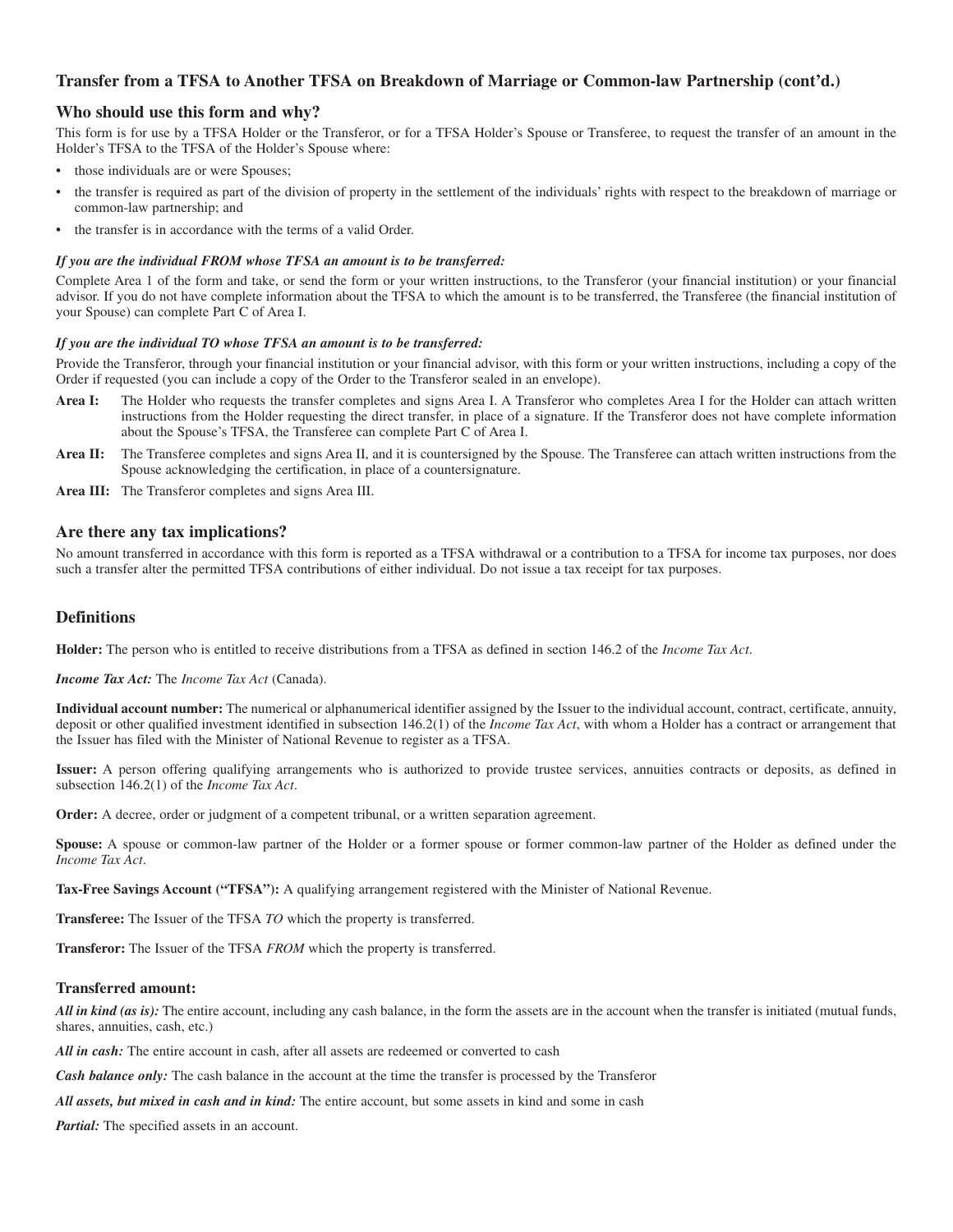## Transfer from a TFSA to Another TFSA on Breakdown of Marriage or Common-law Partnership (cont'd.)

### Who should use this form and why?

This form is for use by a TFSA Holder or the Transferor, or for a TFSA Holder's Spouse or Transferee, to request the transfer of an amount in the Holder's TFSA to the TFSA of the Holder's Spouse where:

- those individuals are or were Spouses;
- the transfer is required as part of the division of property in the settlement of the individuals' rights with respect to the breakdown of marriage or common-law partnership; and
- the transfer is in accordance with the terms of a valid Order.

***If you are the individual FROM whose TFSA an amount is to be transferred:***

Complete Area 1 of the form and take, or send the form or your written instructions, to the Transferor (your financial institution) or your financial advisor. If you do not have complete information about the TFSA to which the amount is to be transferred, the Transferee (the financial institution of your Spouse) can complete Part C of Area I.

***If you are the individual TO whose TFSA an amount is to be transferred:***

Provide the Transferor, through your financial institution or your financial advisor, with this form or your written instructions, including a copy of the Order if requested (you can include a copy of the Order to the Transferor sealed in an envelope).

**Area I:** The Holder who requests the transfer completes and signs Area I. A Transferor who completes Area I for the Holder can attach written instructions from the Holder requesting the direct transfer, in place of a signature. If the Transferor does not have complete information about the Spouse's TFSA, the Transferee can complete Part C of Area I.

**Area II:** The Transferee completes and signs Area II, and it is countersigned by the Spouse. The Transferee can attach written instructions from the Spouse acknowledging the certification, in place of a countersignature.

**Area III:** The Transferor completes and signs Area III.

### Are there any tax implications?

No amount transferred in accordance with this form is reported as a TFSA withdrawal or a contribution to a TFSA for income tax purposes, nor does such a transfer alter the permitted TFSA contributions of either individual. Do not issue a tax receipt for tax purposes.

### Definitions

**Holder:** The person who is entitled to receive distributions from a TFSA as defined in section 146.2 of the *Income Tax Act*.

***Income Tax Act:*** The *Income Tax Act* (Canada).

**Individual account number:** The numerical or alphanumerical identifier assigned by the Issuer to the individual account, contract, certificate, annuity, deposit or other qualified investment identified in subsection 146.2(1) of the *Income Tax Act*, with whom a Holder has a contract or arrangement that the Issuer has filed with the Minister of National Revenue to register as a TFSA.

**Issuer:** A person offering qualifying arrangements who is authorized to provide trustee services, annuities contracts or deposits, as defined in subsection 146.2(1) of the *Income Tax Act*.

**Order:** A decree, order or judgment of a competent tribunal, or a written separation agreement.

**Spouse:** A spouse or common-law partner of the Holder or a former spouse or former common-law partner of the Holder as defined under the *Income Tax Act*.

**Tax-Free Savings Account ("TFSA"):** A qualifying arrangement registered with the Minister of National Revenue.

**Transferee:** The Issuer of the TFSA *TO* which the property is transferred.

**Transferor:** The Issuer of the TFSA *FROM* which the property is transferred.

#### Transferred amount:

***All in kind (as is):*** The entire account, including any cash balance, in the form the assets are in the account when the transfer is initiated (mutual funds, shares, annuities, cash, etc.)

***All in cash:*** The entire account in cash, after all assets are redeemed or converted to cash

***Cash balance only:*** The cash balance in the account at the time the transfer is processed by the Transferor

***All assets, but mixed in cash and in kind:*** The entire account, but some assets in kind and some in cash

***Partial:*** The specified assets in an account.